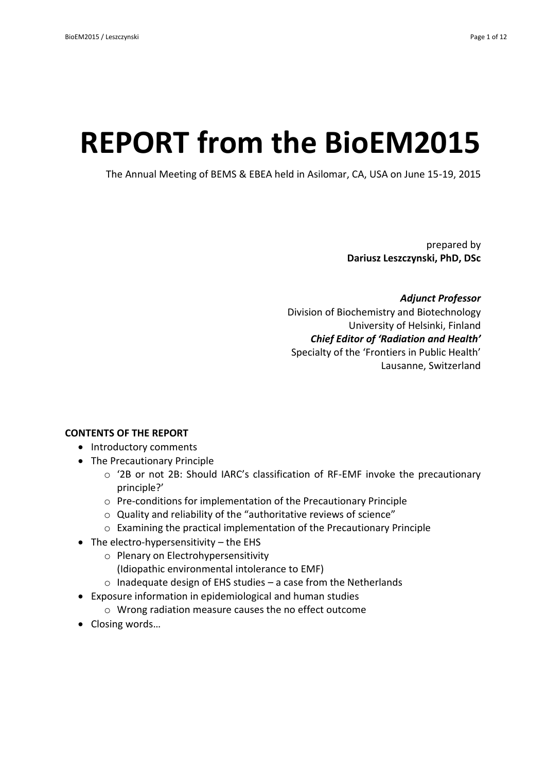# REPORT from the BioEM2015

The Annual Meeting of BEMS & EBEA held in Asilomar, CA, USA on June 15-19, 2015

prepared by
**Dariusz Leszczynski, PhD, DSc**

***Adjunct Professor***
Division of Biochemistry and Biotechnology
University of Helsinki, Finland
***Chief Editor of 'Radiation and Health'***
Specialty of the 'Frontiers in Public Health'
Lausanne, Switzerland

**CONTENTS OF THE REPORT**

- Introductory comments
- The Precautionary Principle
  - '2B or not 2B: Should IARC's classification of RF-EMF invoke the precautionary principle?'
  - Pre-conditions for implementation of the Precautionary Principle
  - Quality and reliability of the "authoritative reviews of science"
  - Examining the practical implementation of the Precautionary Principle
- The electro-hypersensitivity – the EHS
  - Plenary on Electrohypersensitivity (Idiopathic environmental intolerance to EMF)
  - Inadequate design of EHS studies – a case from the Netherlands
- Exposure information in epidemiological and human studies
  - Wrong radiation measure causes the no effect outcome
- Closing words…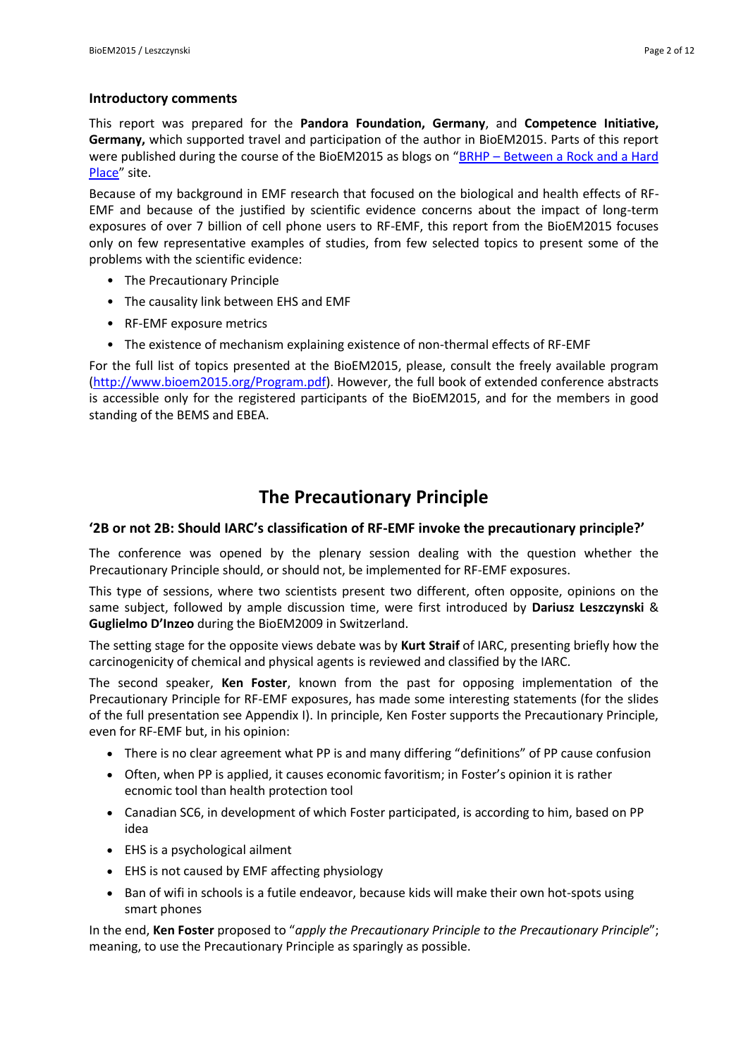### Introductory comments

This report was prepared for the **Pandora Foundation, Germany**, and **Competence Initiative, Germany,** which supported travel and participation of the author in BioEM2015. Parts of this report were published during the course of the BioEM2015 as blogs on "[BRHP – Between a Rock and a Hard Place]" site.

Because of my background in EMF research that focused on the biological and health effects of RF-EMF and because of the justified by scientific evidence concerns about the impact of long-term exposures of over 7 billion of cell phone users to RF-EMF, this report from the BioEM2015 focuses only on few representative examples of studies, from few selected topics to present some of the problems with the scientific evidence:

- The Precautionary Principle
- The causality link between EHS and EMF
- RF-EMF exposure metrics
- The existence of mechanism explaining existence of non-thermal effects of RF-EMF

For the full list of topics presented at the BioEM2015, please, consult the freely available program (http://www.bioem2015.org/Program.pdf). However, the full book of extended conference abstracts is accessible only for the registered participants of the BioEM2015, and for the members in good standing of the BEMS and EBEA.

## The Precautionary Principle

### '2B or not 2B: Should IARC's classification of RF-EMF invoke the precautionary principle?'

The conference was opened by the plenary session dealing with the question whether the Precautionary Principle should, or should not, be implemented for RF-EMF exposures.

This type of sessions, where two scientists present two different, often opposite, opinions on the same subject, followed by ample discussion time, were first introduced by **Dariusz Leszczynski** & **Guglielmo D'Inzeo** during the BioEM2009 in Switzerland.

The setting stage for the opposite views debate was by **Kurt Straif** of IARC, presenting briefly how the carcinogenicity of chemical and physical agents is reviewed and classified by the IARC.

The second speaker, **Ken Foster**, known from the past for opposing implementation of the Precautionary Principle for RF-EMF exposures, has made some interesting statements (for the slides of the full presentation see Appendix I). In principle, Ken Foster supports the Precautionary Principle, even for RF-EMF but, in his opinion:

- There is no clear agreement what PP is and many differing "definitions" of PP cause confusion
- Often, when PP is applied, it causes economic favoritism; in Foster's opinion it is rather ecnomic tool than health protection tool
- Canadian SC6, in development of which Foster participated, is according to him, based on PP idea
- EHS is a psychological ailment
- EHS is not caused by EMF affecting physiology
- Ban of wifi in schools is a futile endeavor, because kids will make their own hot-spots using smart phones

In the end, **Ken Foster** proposed to "*apply the Precautionary Principle to the Precautionary Principle*"; meaning, to use the Precautionary Principle as sparingly as possible.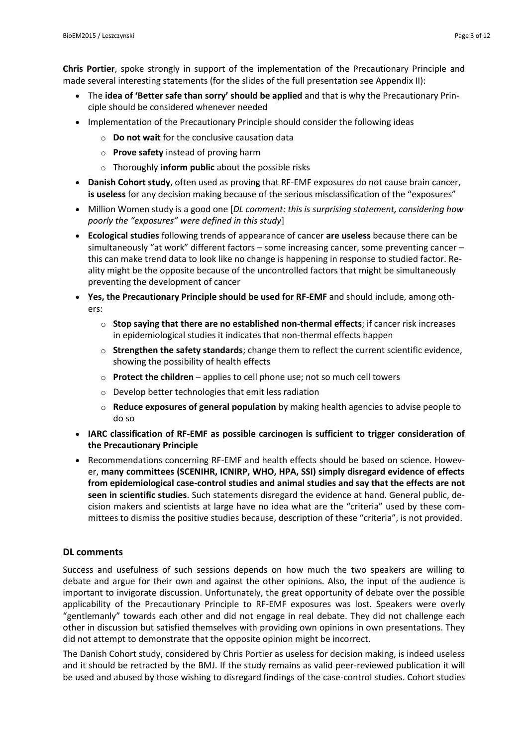**Chris Portier**, spoke strongly in support of the implementation of the Precautionary Principle and made several interesting statements (for the slides of the full presentation see Appendix II):

- The **idea of 'Better safe than sorry' should be applied** and that is why the Precautionary Principle should be considered whenever needed
- Implementation of the Precautionary Principle should consider the following ideas
  - **Do not wait** for the conclusive causation data
  - **Prove safety** instead of proving harm
  - Thoroughly **inform public** about the possible risks
- **Danish Cohort study**, often used as proving that RF-EMF exposures do not cause brain cancer, **is useless** for any decision making because of the serious misclassification of the "exposures"
- Million Women study is a good one [*DL comment: this is surprising statement, considering how poorly the "exposures" were defined in this study*]
- **Ecological studies** following trends of appearance of cancer **are useless** because there can be simultaneously "at work" different factors – some increasing cancer, some preventing cancer – this can make trend data to look like no change is happening in response to studied factor. Reality might be the opposite because of the uncontrolled factors that might be simultaneously preventing the development of cancer
- **Yes, the Precautionary Principle should be used for RF-EMF** and should include, among others:
  - **Stop saying that there are no established non-thermal effects**; if cancer risk increases in epidemiological studies it indicates that non-thermal effects happen
  - **Strengthen the safety standards**; change them to reflect the current scientific evidence, showing the possibility of health effects
  - **Protect the children** – applies to cell phone use; not so much cell towers
  - Develop better technologies that emit less radiation
  - **Reduce exposures of general population** by making health agencies to advise people to do so
- **IARC classification of RF-EMF as possible carcinogen is sufficient to trigger consideration of the Precautionary Principle**
- Recommendations concerning RF-EMF and health effects should be based on science. However, **many committees (SCENIHR, ICNIRP, WHO, HPA, SSI) simply disregard evidence of effects from epidemiological case-control studies and animal studies and say that the effects are not seen in scientific studies**. Such statements disregard the evidence at hand. General public, decision makers and scientists at large have no idea what are the "criteria" used by these committees to dismiss the positive studies because, description of these "criteria", is not provided.

## DL comments

Success and usefulness of such sessions depends on how much the two speakers are willing to debate and argue for their own and against the other opinions. Also, the input of the audience is important to invigorate discussion. Unfortunately, the great opportunity of debate over the possible applicability of the Precautionary Principle to RF-EMF exposures was lost. Speakers were overly "gentlemanly" towards each other and did not engage in real debate. They did not challenge each other in discussion but satisfied themselves with providing own opinions in own presentations. They did not attempt to demonstrate that the opposite opinion might be incorrect.

The Danish Cohort study, considered by Chris Portier as useless for decision making, is indeed useless and it should be retracted by the BMJ. If the study remains as valid peer-reviewed publication it will be used and abused by those wishing to disregard findings of the case-control studies. Cohort studies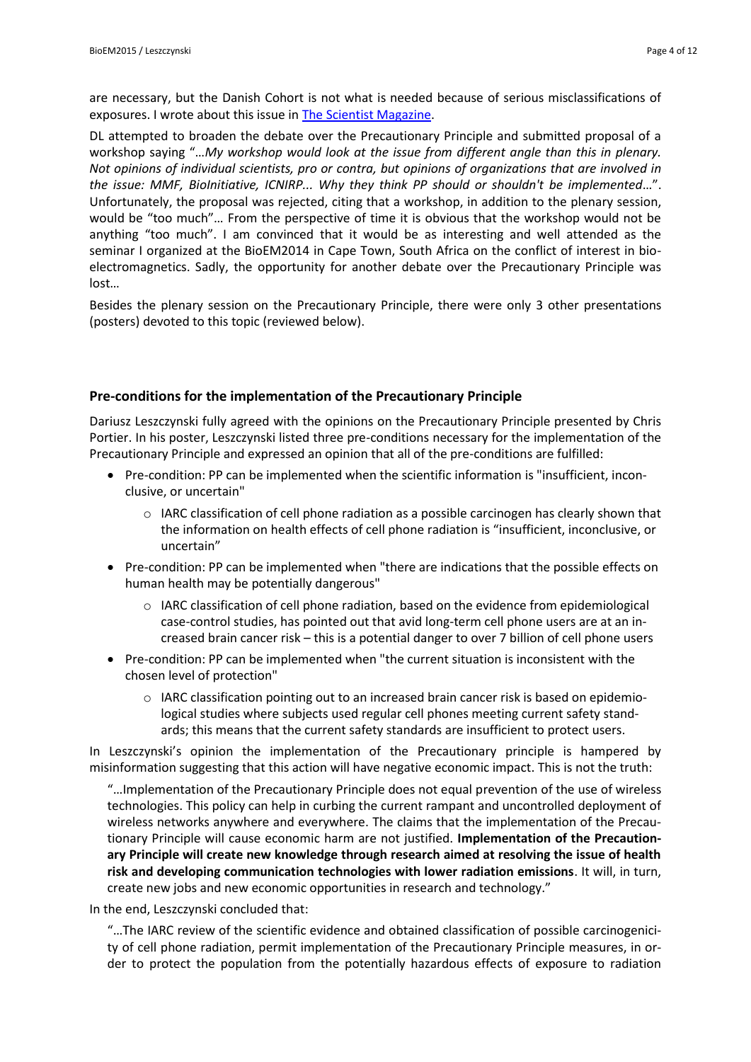are necessary, but the Danish Cohort is not what is needed because of serious misclassifications of exposures. I wrote about this issue in The Scientist Magazine.

DL attempted to broaden the debate over the Precautionary Principle and submitted proposal of a workshop saying "…*My workshop would look at the issue from different angle than this in plenary. Not opinions of individual scientists, pro or contra, but opinions of organizations that are involved in the issue: MMF, BioInitiative, ICNIRP... Why they think PP should or shouldn't be implemented*…". Unfortunately, the proposal was rejected, citing that a workshop, in addition to the plenary session, would be "too much"… From the perspective of time it is obvious that the workshop would not be anything "too much". I am convinced that it would be as interesting and well attended as the seminar I organized at the BioEM2014 in Cape Town, South Africa on the conflict of interest in bio-electromagnetics. Sadly, the opportunity for another debate over the Precautionary Principle was lost…

Besides the plenary session on the Precautionary Principle, there were only 3 other presentations (posters) devoted to this topic (reviewed below).

### Pre-conditions for the implementation of the Precautionary Principle

Dariusz Leszczynski fully agreed with the opinions on the Precautionary Principle presented by Chris Portier. In his poster, Leszczynski listed three pre-conditions necessary for the implementation of the Precautionary Principle and expressed an opinion that all of the pre-conditions are fulfilled:

- Pre-condition: PP can be implemented when the scientific information is "insufficient, inconclusive, or uncertain"
  - IARC classification of cell phone radiation as a possible carcinogen has clearly shown that the information on health effects of cell phone radiation is "insufficient, inconclusive, or uncertain"
- Pre-condition: PP can be implemented when "there are indications that the possible effects on human health may be potentially dangerous"
  - IARC classification of cell phone radiation, based on the evidence from epidemiological case-control studies, has pointed out that avid long-term cell phone users are at an increased brain cancer risk – this is a potential danger to over 7 billion of cell phone users
- Pre-condition: PP can be implemented when "the current situation is inconsistent with the chosen level of protection"
  - IARC classification pointing out to an increased brain cancer risk is based on epidemiological studies where subjects used regular cell phones meeting current safety standards; this means that the current safety standards are insufficient to protect users.

In Leszczynski's opinion the implementation of the Precautionary principle is hampered by misinformation suggesting that this action will have negative economic impact. This is not the truth:

> "…Implementation of the Precautionary Principle does not equal prevention of the use of wireless technologies. This policy can help in curbing the current rampant and uncontrolled deployment of wireless networks anywhere and everywhere. The claims that the implementation of the Precautionary Principle will cause economic harm are not justified. **Implementation of the Precautionary Principle will create new knowledge through research aimed at resolving the issue of health risk and developing communication technologies with lower radiation emissions**. It will, in turn, create new jobs and new economic opportunities in research and technology."

In the end, Leszczynski concluded that:

> "…The IARC review of the scientific evidence and obtained classification of possible carcinogenicity of cell phone radiation, permit implementation of the Precautionary Principle measures, in order to protect the population from the potentially hazardous effects of exposure to radiation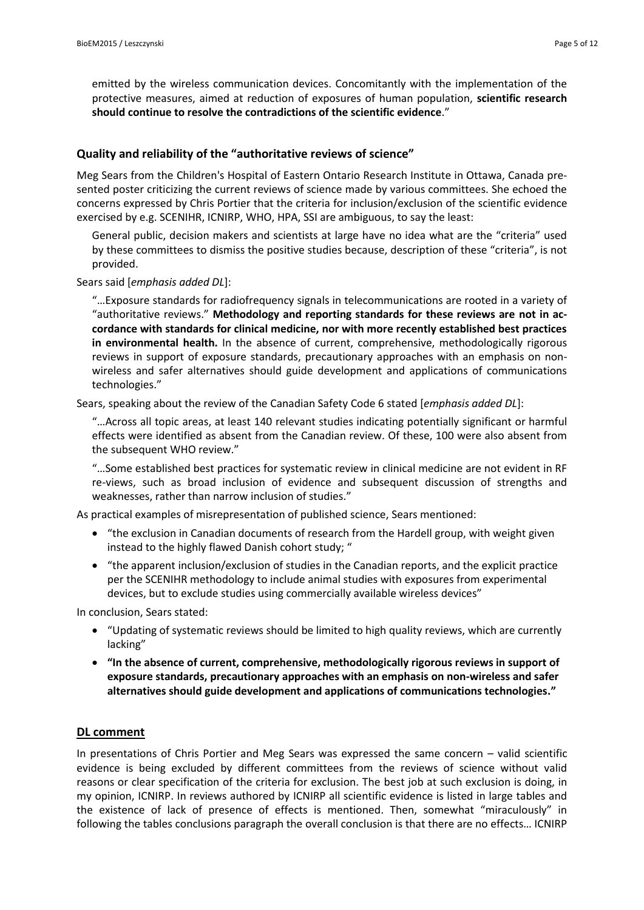emitted by the wireless communication devices. Concomitantly with the implementation of the protective measures, aimed at reduction of exposures of human population, **scientific research should continue to resolve the contradictions of the scientific evidence**."

### Quality and reliability of the "authoritative reviews of science"

Meg Sears from the Children's Hospital of Eastern Ontario Research Institute in Ottawa, Canada presented poster criticizing the current reviews of science made by various committees. She echoed the concerns expressed by Chris Portier that the criteria for inclusion/exclusion of the scientific evidence exercised by e.g. SCENIHR, ICNIRP, WHO, HPA, SSI are ambiguous, to say the least:

> General public, decision makers and scientists at large have no idea what are the "criteria" used by these committees to dismiss the positive studies because, description of these "criteria", is not provided.

Sears said [*emphasis added DL*]:

> "…Exposure standards for radiofrequency signals in telecommunications are rooted in a variety of "authoritative reviews." **Methodology and reporting standards for these reviews are not in accordance with standards for clinical medicine, nor with more recently established best practices in environmental health.** In the absence of current, comprehensive, methodologically rigorous reviews in support of exposure standards, precautionary approaches with an emphasis on non-wireless and safer alternatives should guide development and applications of communications technologies."

Sears, speaking about the review of the Canadian Safety Code 6 stated [*emphasis added DL*]:

> "…Across all topic areas, at least 140 relevant studies indicating potentially significant or harmful effects were identified as absent from the Canadian review. Of these, 100 were also absent from the subsequent WHO review."
>
> "…Some established best practices for systematic review in clinical medicine are not evident in RF re-views, such as broad inclusion of evidence and subsequent discussion of strengths and weaknesses, rather than narrow inclusion of studies."

As practical examples of misrepresentation of published science, Sears mentioned:

- "the exclusion in Canadian documents of research from the Hardell group, with weight given instead to the highly flawed Danish cohort study; "
- "the apparent inclusion/exclusion of studies in the Canadian reports, and the explicit practice per the SCENIHR methodology to include animal studies with exposures from experimental devices, but to exclude studies using commercially available wireless devices"

In conclusion, Sears stated:

- "Updating of systematic reviews should be limited to high quality reviews, which are currently lacking"
- **"In the absence of current, comprehensive, methodologically rigorous reviews in support of exposure standards, precautionary approaches with an emphasis on non-wireless and safer alternatives should guide development and applications of communications technologies."**

### DL comment

In presentations of Chris Portier and Meg Sears was expressed the same concern – valid scientific evidence is being excluded by different committees from the reviews of science without valid reasons or clear specification of the criteria for exclusion. The best job at such exclusion is doing, in my opinion, ICNIRP. In reviews authored by ICNIRP all scientific evidence is listed in large tables and the existence of lack of presence of effects is mentioned. Then, somewhat "miraculously" in following the tables conclusions paragraph the overall conclusion is that there are no effects… ICNIRP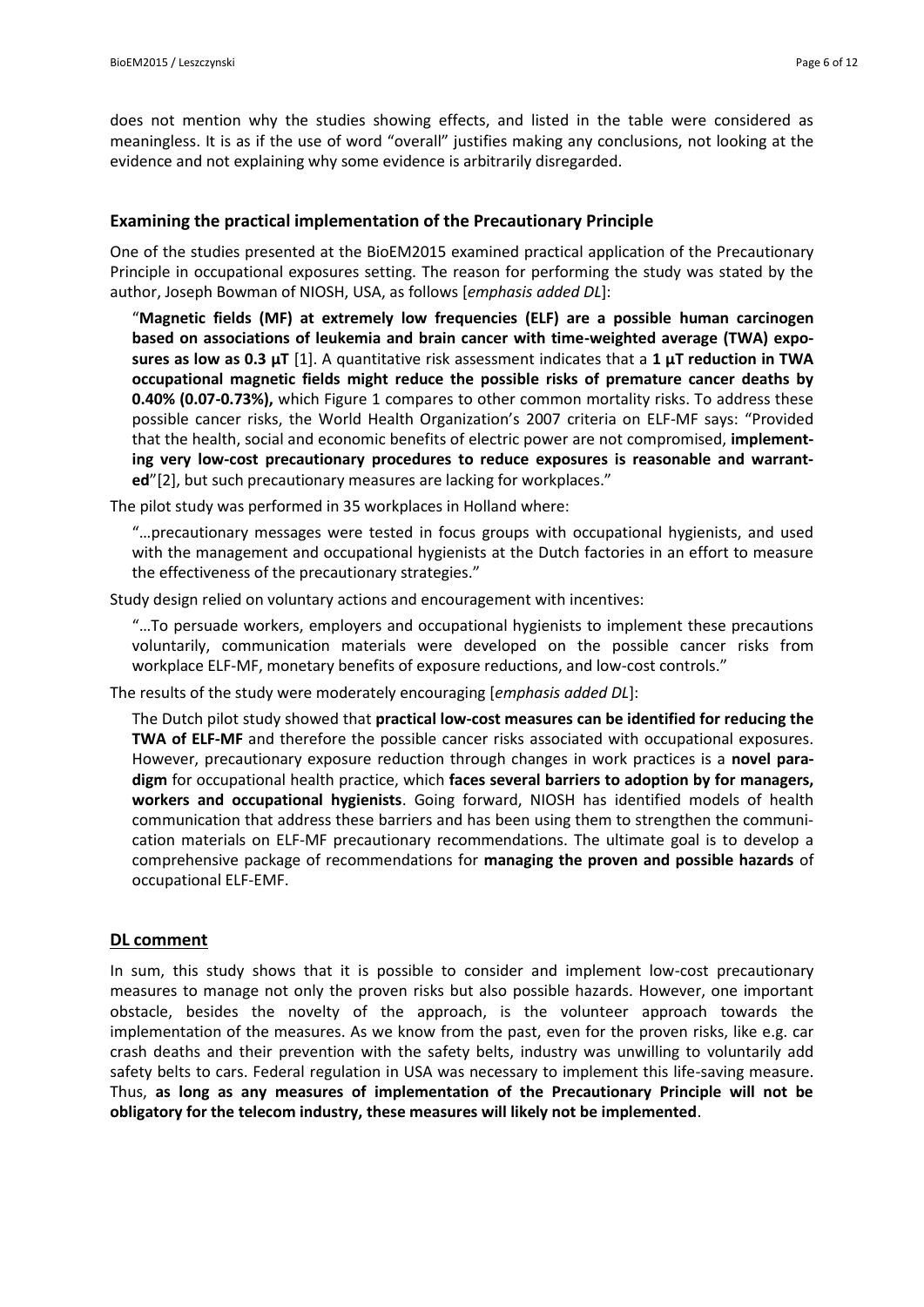does not mention why the studies showing effects, and listed in the table were considered as meaningless. It is as if the use of word "overall" justifies making any conclusions, not looking at the evidence and not explaining why some evidence is arbitrarily disregarded.

### Examining the practical implementation of the Precautionary Principle

One of the studies presented at the BioEM2015 examined practical application of the Precautionary Principle in occupational exposures setting. The reason for performing the study was stated by the author, Joseph Bowman of NIOSH, USA, as follows [*emphasis added DL*]:

> "**Magnetic fields (MF) at extremely low frequencies (ELF) are a possible human carcinogen based on associations of leukemia and brain cancer with time-weighted average (TWA) exposures as low as 0.3 µT** [1]. A quantitative risk assessment indicates that a **1 µT reduction in TWA occupational magnetic fields might reduce the possible risks of premature cancer deaths by 0.40% (0.07-0.73%),** which Figure 1 compares to other common mortality risks. To address these possible cancer risks, the World Health Organization's 2007 criteria on ELF-MF says: "Provided that the health, social and economic benefits of electric power are not compromised, **implementing very low-cost precautionary procedures to reduce exposures is reasonable and warranted**"[2], but such precautionary measures are lacking for workplaces."

The pilot study was performed in 35 workplaces in Holland where:

> "…precautionary messages were tested in focus groups with occupational hygienists, and used with the management and occupational hygienists at the Dutch factories in an effort to measure the effectiveness of the precautionary strategies."

Study design relied on voluntary actions and encouragement with incentives:

> "…To persuade workers, employers and occupational hygienists to implement these precautions voluntarily, communication materials were developed on the possible cancer risks from workplace ELF-MF, monetary benefits of exposure reductions, and low-cost controls."

The results of the study were moderately encouraging [*emphasis added DL*]:

> The Dutch pilot study showed that **practical low-cost measures can be identified for reducing the TWA of ELF-MF** and therefore the possible cancer risks associated with occupational exposures. However, precautionary exposure reduction through changes in work practices is a **novel paradigm** for occupational health practice, which **faces several barriers to adoption by for managers, workers and occupational hygienists**. Going forward, NIOSH has identified models of health communication that address these barriers and has been using them to strengthen the communication materials on ELF-MF precautionary recommendations. The ultimate goal is to develop a comprehensive package of recommendations for **managing the proven and possible hazards** of occupational ELF-EMF.

### DL comment

In sum, this study shows that it is possible to consider and implement low-cost precautionary measures to manage not only the proven risks but also possible hazards. However, one important obstacle, besides the novelty of the approach, is the volunteer approach towards the implementation of the measures. As we know from the past, even for the proven risks, like e.g. car crash deaths and their prevention with the safety belts, industry was unwilling to voluntarily add safety belts to cars. Federal regulation in USA was necessary to implement this life-saving measure. Thus, **as long as any measures of implementation of the Precautionary Principle will not be obligatory for the telecom industry, these measures will likely not be implemented**.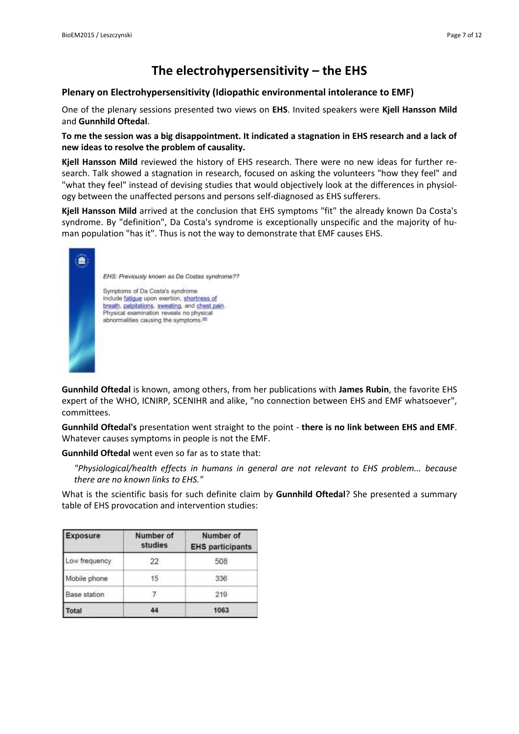# The electrohypersensitivity – the EHS

### Plenary on Electrohypersensitivity (Idiopathic environmental intolerance to EMF)

One of the plenary sessions presented two views on **EHS**. Invited speakers were **Kjell Hansson Mild** and **Gunnhild Oftedal**.

**To me the session was a big disappointment. It indicated a stagnation in EHS research and a lack of new ideas to resolve the problem of causality.**

**Kjell Hansson Mild** reviewed the history of EHS research. There were no new ideas for further research. Talk showed a stagnation in research, focused on asking the volunteers "how they feel" and "what they feel" instead of devising studies that would objectively look at the differences in physiology between the unaffected persons and persons self-diagnosed as EHS sufferers.

**Kjell Hansson Mild** arrived at the conclusion that EHS symptoms "fit" the already known Da Costa's syndrome. By "definition", Da Costa's syndrome is exceptionally unspecific and the majority of human population "has it". Thus is not the way to demonstrate that EMF causes EHS.

*EHS: Previously known as Da Costas syndrome??*

Symptoms of Da Costa's syndrome include fatigue upon exertion, shortness of breath, palpitations, sweating, and chest pain. Physical examination reveals no physical abnormalities causing the symptoms.[9]

**Gunnhild Oftedal** is known, among others, from her publications with **James Rubin**, the favorite EHS expert of the WHO, ICNIRP, SCENIHR and alike, "no connection between EHS and EMF whatsoever", committees.

**Gunnhild Oftedal's** presentation went straight to the point - **there is no link between EHS and EMF**. Whatever causes symptoms in people is not the EMF.

**Gunnhild Oftedal** went even so far as to state that:

> *"Physiological/health effects in humans in general are not relevant to EHS problem... because there are no known links to EHS."*

What is the scientific basis for such definite claim by **Gunnhild Oftedal**? She presented a summary table of EHS provocation and intervention studies:

| Exposure | Number of studies | Number of EHS participants |
|---|---|---|
| Low frequency | 22 | 508 |
| Mobile phone | 15 | 336 |
| Base station | 7 | 219 |
| **Total** | **44** | **1063** |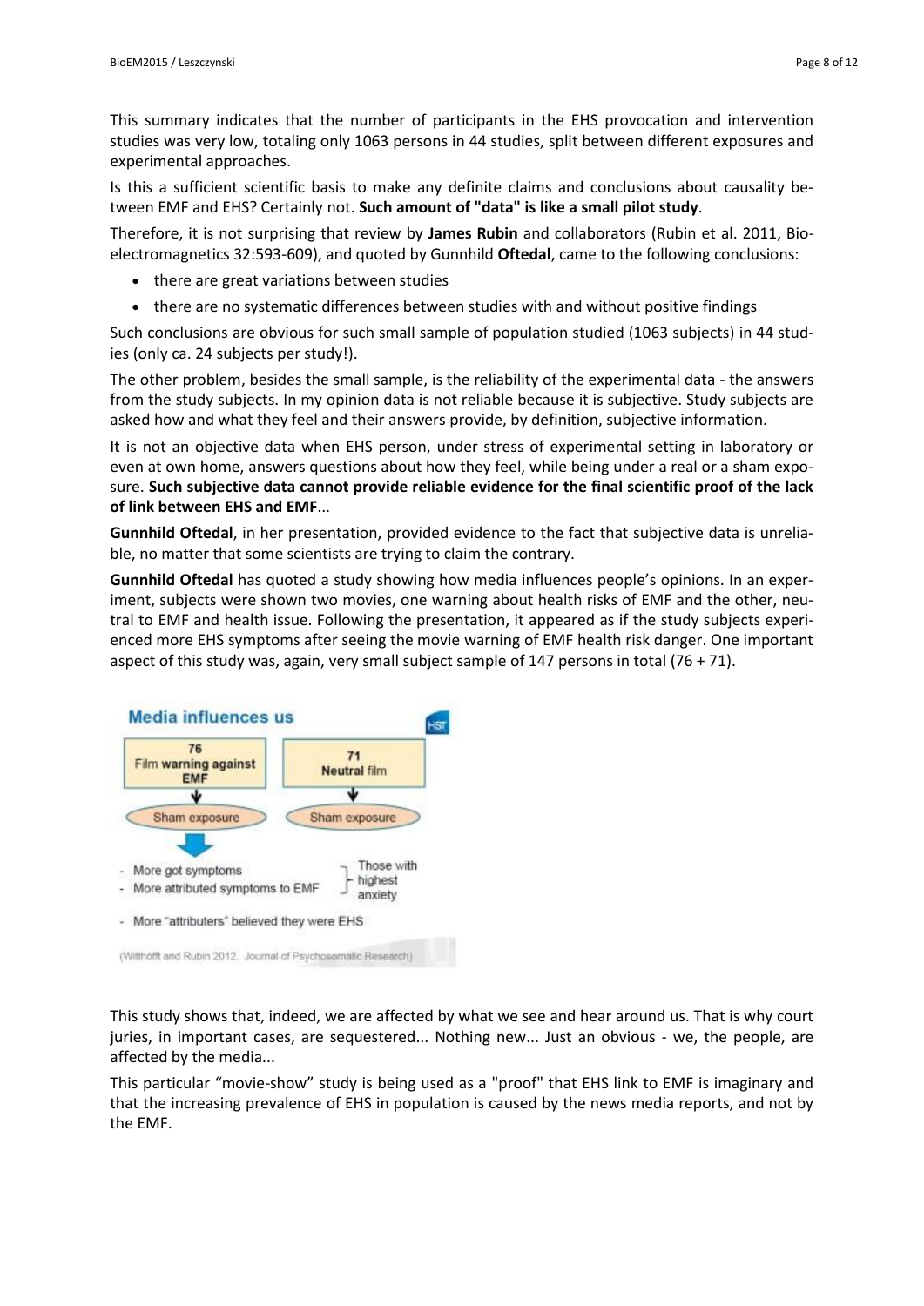This summary indicates that the number of participants in the EHS provocation and intervention studies was very low, totaling only 1063 persons in 44 studies, split between different exposures and experimental approaches.

Is this a sufficient scientific basis to make any definite claims and conclusions about causality between EMF and EHS? Certainly not. **Such amount of "data" is like a small pilot study**.

Therefore, it is not surprising that review by **James Rubin** and collaborators (Rubin et al. 2011, Bioelectromagnetics 32:593-609), and quoted by Gunnhild **Oftedal**, came to the following conclusions:

- there are great variations between studies
- there are no systematic differences between studies with and without positive findings

Such conclusions are obvious for such small sample of population studied (1063 subjects) in 44 studies (only ca. 24 subjects per study!).

The other problem, besides the small sample, is the reliability of the experimental data - the answers from the study subjects. In my opinion data is not reliable because it is subjective. Study subjects are asked how and what they feel and their answers provide, by definition, subjective information.

It is not an objective data when EHS person, under stress of experimental setting in laboratory or even at own home, answers questions about how they feel, while being under a real or a sham exposure. **Such subjective data cannot provide reliable evidence for the final scientific proof of the lack of link between EHS and EMF**...

**Gunnhild Oftedal**, in her presentation, provided evidence to the fact that subjective data is unreliable, no matter that some scientists are trying to claim the contrary.

**Gunnhild Oftedal** has quoted a study showing how media influences people's opinions. In an experiment, subjects were shown two movies, one warning about health risks of EMF and the other, neutral to EMF and health issue. Following the presentation, it appeared as if the study subjects experienced more EHS symptoms after seeing the movie warning of EMF health risk danger. One important aspect of this study was, again, very small subject sample of 147 persons in total (76 + 71).

**Media influences us**

| 76 Film **warning against EMF** | 71 **Neutral** film |
|---|---|
| Sham exposure | Sham exposure |

- More got symptoms
- More attributed symptoms to EMF

} Those with highest anxiety

- More "attributers" believed they were EHS

(Witthöft and Rubin 2012, Journal of Psychosomatic Research)

This study shows that, indeed, we are affected by what we see and hear around us. That is why court juries, in important cases, are sequestered... Nothing new... Just an obvious - we, the people, are affected by the media...

This particular "movie-show" study is being used as a "proof" that EHS link to EMF is imaginary and that the increasing prevalence of EHS in population is caused by the news media reports, and not by the EMF.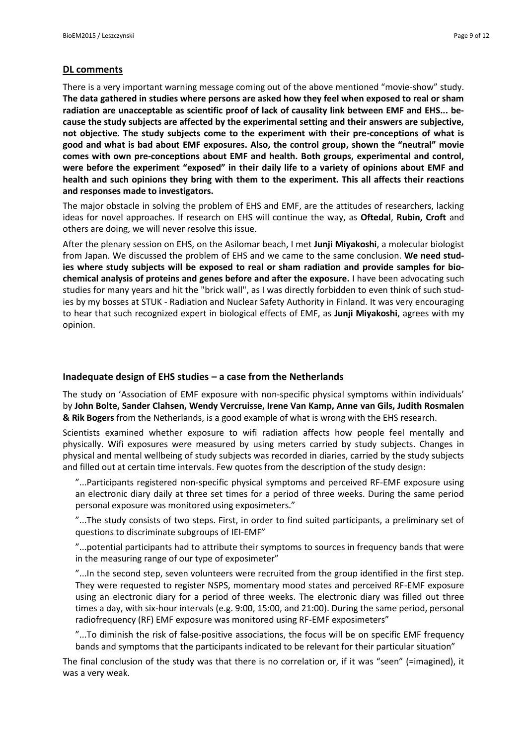## DL comments

There is a very important warning message coming out of the above mentioned "movie-show" study. **The data gathered in studies where persons are asked how they feel when exposed to real or sham radiation are unacceptable as scientific proof of lack of causality link between EMF and EHS... because the study subjects are affected by the experimental setting and their answers are subjective, not objective. The study subjects come to the experiment with their pre-conceptions of what is good and what is bad about EMF exposures. Also, the control group, shown the "neutral" movie comes with own pre-conceptions about EMF and health. Both groups, experimental and control, were before the experiment "exposed" in their daily life to a variety of opinions about EMF and health and such opinions they bring with them to the experiment. This all affects their reactions and responses made to investigators.**

The major obstacle in solving the problem of EHS and EMF, are the attitudes of researchers, lacking ideas for novel approaches. If research on EHS will continue the way, as **Oftedal**, **Rubin, Croft** and others are doing, we will never resolve this issue.

After the plenary session on EHS, on the Asilomar beach, I met **Junji Miyakoshi**, a molecular biologist from Japan. We discussed the problem of EHS and we came to the same conclusion. **We need studies where study subjects will be exposed to real or sham radiation and provide samples for biochemical analysis of proteins and genes before and after the exposure.** I have been advocating such studies for many years and hit the "brick wall", as I was directly forbidden to even think of such studies by my bosses at STUK - Radiation and Nuclear Safety Authority in Finland. It was very encouraging to hear that such recognized expert in biological effects of EMF, as **Junji Miyakoshi**, agrees with my opinion.

## Inadequate design of EHS studies – a case from the Netherlands

The study on 'Association of EMF exposure with non-specific physical symptoms within individuals' by **John Bolte, Sander Clahsen, Wendy Vercruisse, Irene Van Kamp, Anne van Gils, Judith Rosmalen & Rik Bogers** from the Netherlands, is a good example of what is wrong with the EHS research.

Scientists examined whether exposure to wifi radiation affects how people feel mentally and physically. Wifi exposures were measured by using meters carried by study subjects. Changes in physical and mental wellbeing of study subjects was recorded in diaries, carried by the study subjects and filled out at certain time intervals. Few quotes from the description of the study design:

> "...Participants registered non-specific physical symptoms and perceived RF-EMF exposure using an electronic diary daily at three set times for a period of three weeks. During the same period personal exposure was monitored using exposimeters."
>
> "...The study consists of two steps. First, in order to find suited participants, a preliminary set of questions to discriminate subgroups of IEI-EMF"
>
> "...potential participants had to attribute their symptoms to sources in frequency bands that were in the measuring range of our type of exposimeter"
>
> "...In the second step, seven volunteers were recruited from the group identified in the first step. They were requested to register NSPS, momentary mood states and perceived RF-EMF exposure using an electronic diary for a period of three weeks. The electronic diary was filled out three times a day, with six-hour intervals (e.g. 9:00, 15:00, and 21:00). During the same period, personal radiofrequency (RF) EMF exposure was monitored using RF-EMF exposimeters"
>
> "...To diminish the risk of false-positive associations, the focus will be on specific EMF frequency bands and symptoms that the participants indicated to be relevant for their particular situation"

The final conclusion of the study was that there is no correlation or, if it was "seen" (=imagined), it was a very weak.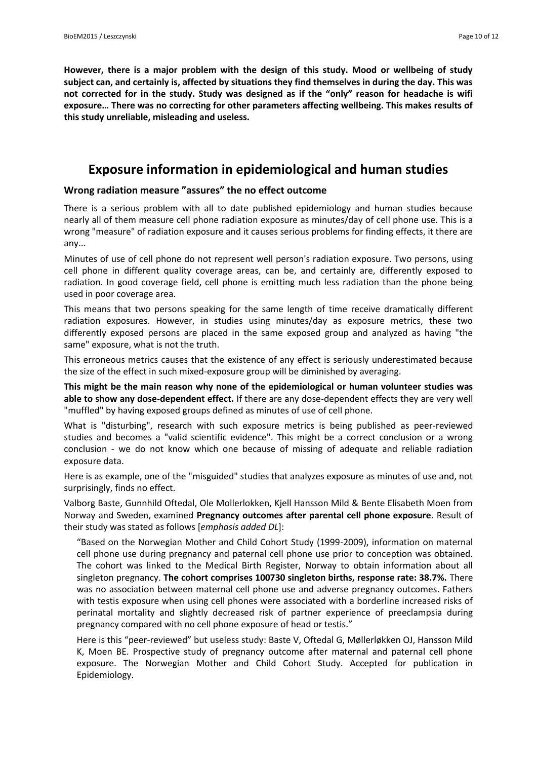**However, there is a major problem with the design of this study. Mood or wellbeing of study subject can, and certainly is, affected by situations they find themselves in during the day. This was not corrected for in the study. Study was designed as if the "only" reason for headache is wifi exposure… There was no correcting for other parameters affecting wellbeing. This makes results of this study unreliable, misleading and useless.**

## Exposure information in epidemiological and human studies

### Wrong radiation measure "assures" the no effect outcome

There is a serious problem with all to date published epidemiology and human studies because nearly all of them measure cell phone radiation exposure as minutes/day of cell phone use. This is a wrong "measure" of radiation exposure and it causes serious problems for finding effects, it there are any...

Minutes of use of cell phone do not represent well person's radiation exposure. Two persons, using cell phone in different quality coverage areas, can be, and certainly are, differently exposed to radiation. In good coverage field, cell phone is emitting much less radiation than the phone being used in poor coverage area.

This means that two persons speaking for the same length of time receive dramatically different radiation exposures. However, in studies using minutes/day as exposure metrics, these two differently exposed persons are placed in the same exposed group and analyzed as having "the same" exposure, what is not the truth.

This erroneous metrics causes that the existence of any effect is seriously underestimated because the size of the effect in such mixed-exposure group will be diminished by averaging.

**This might be the main reason why none of the epidemiological or human volunteer studies was able to show any dose-dependent effect.** If there are any dose-dependent effects they are very well "muffled" by having exposed groups defined as minutes of use of cell phone.

What is "disturbing", research with such exposure metrics is being published as peer-reviewed studies and becomes a "valid scientific evidence". This might be a correct conclusion or a wrong conclusion - we do not know which one because of missing of adequate and reliable radiation exposure data.

Here is as example, one of the "misguided" studies that analyzes exposure as minutes of use and, not surprisingly, finds no effect.

Valborg Baste, Gunnhild Oftedal, Ole Mollerlokken, Kjell Hansson Mild & Bente Elisabeth Moen from Norway and Sweden, examined **Pregnancy outcomes after parental cell phone exposure**. Result of their study was stated as follows [*emphasis added DL*]:

> "Based on the Norwegian Mother and Child Cohort Study (1999-2009), information on maternal cell phone use during pregnancy and paternal cell phone use prior to conception was obtained. The cohort was linked to the Medical Birth Register, Norway to obtain information about all singleton pregnancy. **The cohort comprises 100730 singleton births, response rate: 38.7%.** There was no association between maternal cell phone use and adverse pregnancy outcomes. Fathers with testis exposure when using cell phones were associated with a borderline increased risks of perinatal mortality and slightly decreased risk of partner experience of preeclampsia during pregnancy compared with no cell phone exposure of head or testis."
>
> Here is this "peer-reviewed" but useless study: Baste V, Oftedal G, Møllerløkken OJ, Hansson Mild K, Moen BE. Prospective study of pregnancy outcome after maternal and paternal cell phone exposure. The Norwegian Mother and Child Cohort Study. Accepted for publication in Epidemiology.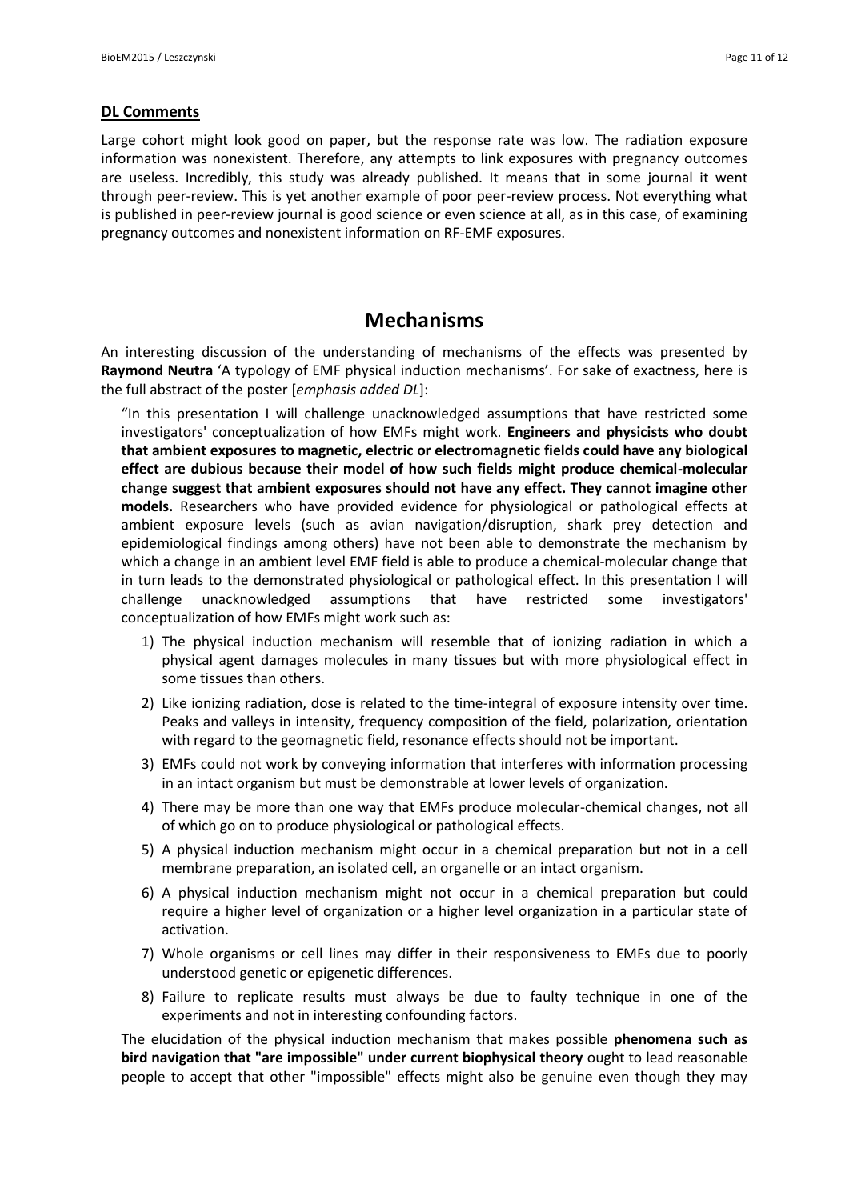**DL Comments**

Large cohort might look good on paper, but the response rate was low. The radiation exposure information was nonexistent. Therefore, any attempts to link exposures with pregnancy outcomes are useless. Incredibly, this study was already published. It means that in some journal it went through peer-review. This is yet another example of poor peer-review process. Not everything what is published in peer-review journal is good science or even science at all, as in this case, of examining pregnancy outcomes and nonexistent information on RF-EMF exposures.

## Mechanisms

An interesting discussion of the understanding of mechanisms of the effects was presented by **Raymond Neutra** 'A typology of EMF physical induction mechanisms'. For sake of exactness, here is the full abstract of the poster [*emphasis added DL*]:

> "In this presentation I will challenge unacknowledged assumptions that have restricted some investigators' conceptualization of how EMFs might work. **Engineers and physicists who doubt that ambient exposures to magnetic, electric or electromagnetic fields could have any biological effect are dubious because their model of how such fields might produce chemical-molecular change suggest that ambient exposures should not have any effect. They cannot imagine other models.** Researchers who have provided evidence for physiological or pathological effects at ambient exposure levels (such as avian navigation/disruption, shark prey detection and epidemiological findings among others) have not been able to demonstrate the mechanism by which a change in an ambient level EMF field is able to produce a chemical-molecular change that in turn leads to the demonstrated physiological or pathological effect. In this presentation I will challenge unacknowledged assumptions that have restricted some investigators' conceptualization of how EMFs might work such as:
>
> 1) The physical induction mechanism will resemble that of ionizing radiation in which a physical agent damages molecules in many tissues but with more physiological effect in some tissues than others.
> 2) Like ionizing radiation, dose is related to the time-integral of exposure intensity over time. Peaks and valleys in intensity, frequency composition of the field, polarization, orientation with regard to the geomagnetic field, resonance effects should not be important.
> 3) EMFs could not work by conveying information that interferes with information processing in an intact organism but must be demonstrable at lower levels of organization.
> 4) There may be more than one way that EMFs produce molecular-chemical changes, not all of which go on to produce physiological or pathological effects.
> 5) A physical induction mechanism might occur in a chemical preparation but not in a cell membrane preparation, an isolated cell, an organelle or an intact organism.
> 6) A physical induction mechanism might not occur in a chemical preparation but could require a higher level of organization or a higher level organization in a particular state of activation.
> 7) Whole organisms or cell lines may differ in their responsiveness to EMFs due to poorly understood genetic or epigenetic differences.
> 8) Failure to replicate results must always be due to faulty technique in one of the experiments and not in interesting confounding factors.
>
> The elucidation of the physical induction mechanism that makes possible **phenomena such as bird navigation that "are impossible" under current biophysical theory** ought to lead reasonable people to accept that other "impossible" effects might also be genuine even though they may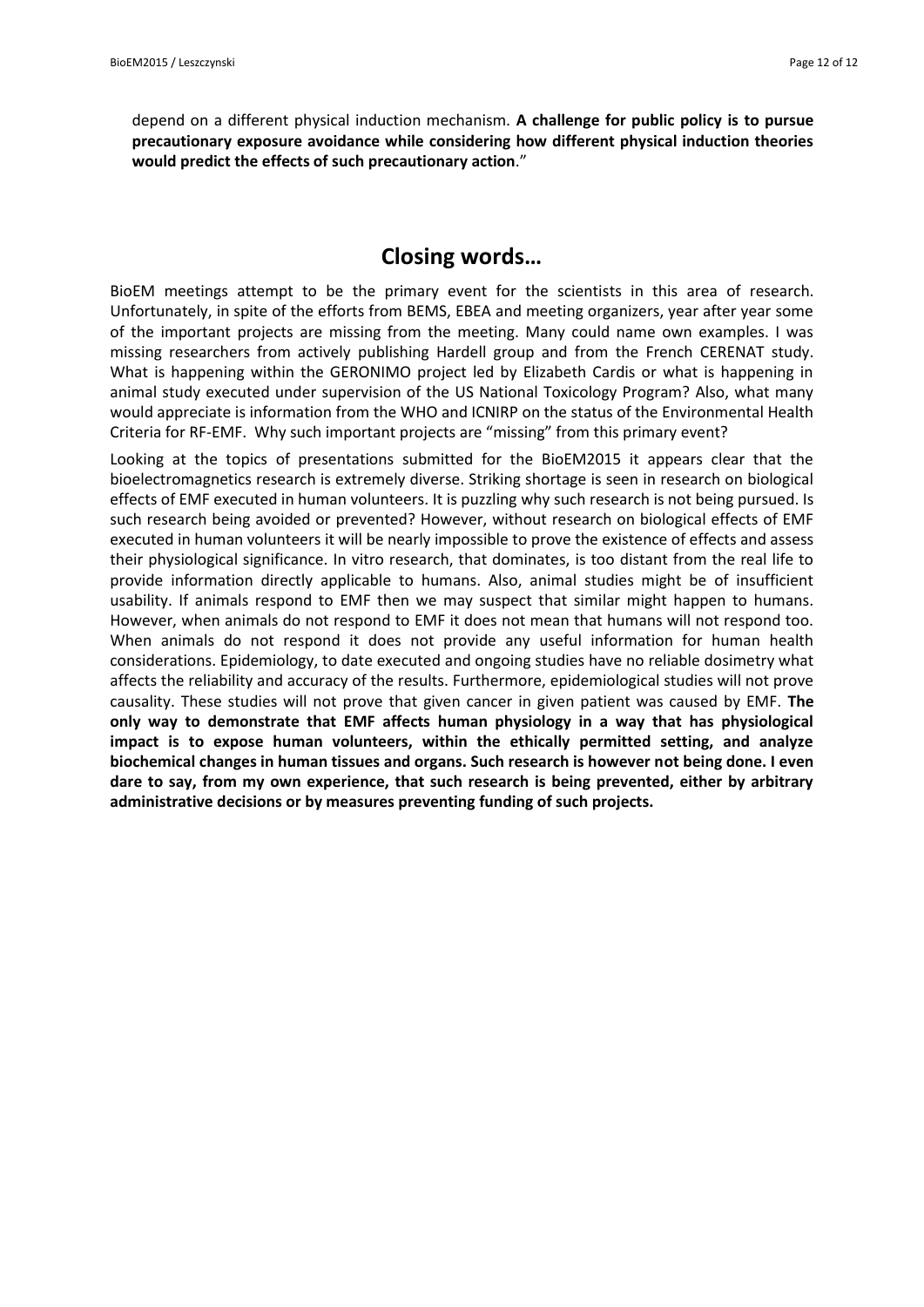depend on a different physical induction mechanism. **A challenge for public policy is to pursue precautionary exposure avoidance while considering how different physical induction theories would predict the effects of such precautionary action**."

## Closing words…

BioEM meetings attempt to be the primary event for the scientists in this area of research. Unfortunately, in spite of the efforts from BEMS, EBEA and meeting organizers, year after year some of the important projects are missing from the meeting. Many could name own examples. I was missing researchers from actively publishing Hardell group and from the French CERENAT study. What is happening within the GERONIMO project led by Elizabeth Cardis or what is happening in animal study executed under supervision of the US National Toxicology Program? Also, what many would appreciate is information from the WHO and ICNIRP on the status of the Environmental Health Criteria for RF-EMF. Why such important projects are "missing" from this primary event?

Looking at the topics of presentations submitted for the BioEM2015 it appears clear that the bioelectromagnetics research is extremely diverse. Striking shortage is seen in research on biological effects of EMF executed in human volunteers. It is puzzling why such research is not being pursued. Is such research being avoided or prevented? However, without research on biological effects of EMF executed in human volunteers it will be nearly impossible to prove the existence of effects and assess their physiological significance. In vitro research, that dominates, is too distant from the real life to provide information directly applicable to humans. Also, animal studies might be of insufficient usability. If animals respond to EMF then we may suspect that similar might happen to humans. However, when animals do not respond to EMF it does not mean that humans will not respond too. When animals do not respond it does not provide any useful information for human health considerations. Epidemiology, to date executed and ongoing studies have no reliable dosimetry what affects the reliability and accuracy of the results. Furthermore, epidemiological studies will not prove causality. These studies will not prove that given cancer in given patient was caused by EMF. **The only way to demonstrate that EMF affects human physiology in a way that has physiological impact is to expose human volunteers, within the ethically permitted setting, and analyze biochemical changes in human tissues and organs. Such research is however not being done. I even dare to say, from my own experience, that such research is being prevented, either by arbitrary administrative decisions or by measures preventing funding of such projects.**